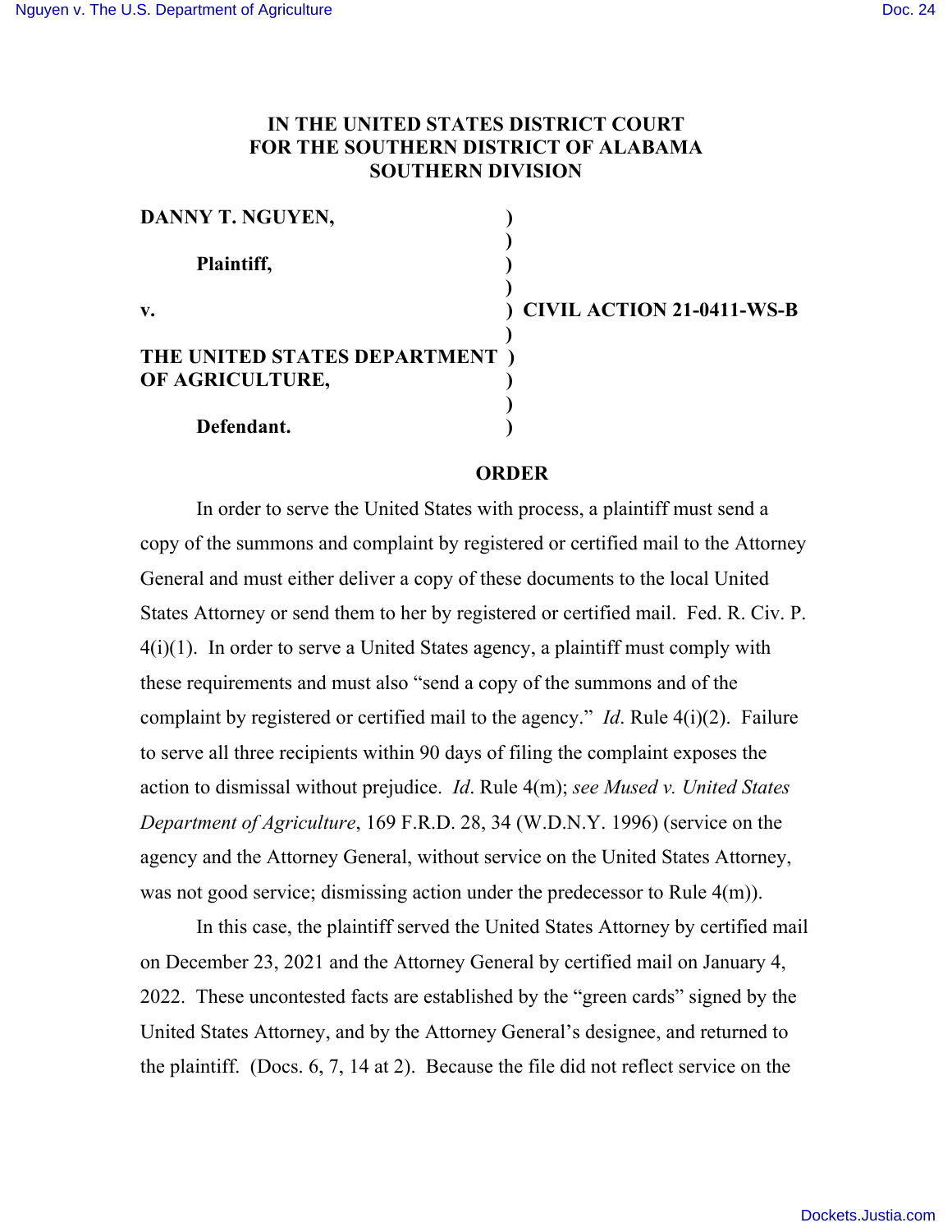**IN THE UNITED STATES DISTRICT COURT**
**FOR THE SOUTHERN DISTRICT OF ALABAMA**
**SOUTHERN DIVISION**

**DANNY T. NGUYEN,**

**Plaintiff,**

**v.** **CIVIL ACTION 21-0411-WS-B**

**THE UNITED STATES DEPARTMENT OF AGRICULTURE,**

**Defendant.**

**ORDER**

In order to serve the United States with process, a plaintiff must send a copy of the summons and complaint by registered or certified mail to the Attorney General and must either deliver a copy of these documents to the local United States Attorney or send them to her by registered or certified mail. Fed. R. Civ. P. 4(i)(1). In order to serve a United States agency, a plaintiff must comply with these requirements and must also "send a copy of the summons and of the complaint by registered or certified mail to the agency." *Id*. Rule 4(i)(2). Failure to serve all three recipients within 90 days of filing the complaint exposes the action to dismissal without prejudice. *Id*. Rule 4(m); *see Mused v. United States Department of Agriculture*, 169 F.R.D. 28, 34 (W.D.N.Y. 1996) (service on the agency and the Attorney General, without service on the United States Attorney, was not good service; dismissing action under the predecessor to Rule 4(m)).

In this case, the plaintiff served the United States Attorney by certified mail on December 23, 2021 and the Attorney General by certified mail on January 4, 2022. These uncontested facts are established by the "green cards" signed by the United States Attorney, and by the Attorney General's designee, and returned to the plaintiff. (Docs. 6, 7, 14 at 2). Because the file did not reflect service on the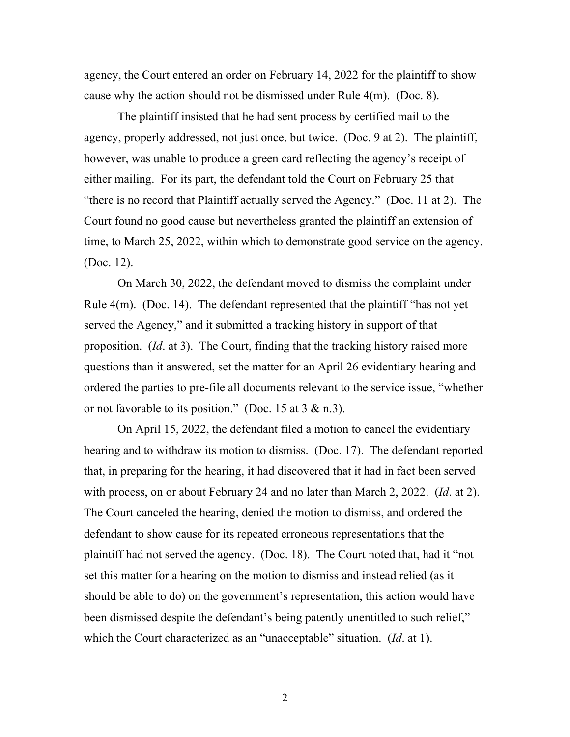agency, the Court entered an order on February 14, 2022 for the plaintiff to show cause why the action should not be dismissed under Rule 4(m). (Doc. 8).

The plaintiff insisted that he had sent process by certified mail to the agency, properly addressed, not just once, but twice. (Doc. 9 at 2). The plaintiff, however, was unable to produce a green card reflecting the agency's receipt of either mailing. For its part, the defendant told the Court on February 25 that "there is no record that Plaintiff actually served the Agency." (Doc. 11 at 2). The Court found no good cause but nevertheless granted the plaintiff an extension of time, to March 25, 2022, within which to demonstrate good service on the agency. (Doc. 12).

On March 30, 2022, the defendant moved to dismiss the complaint under Rule 4(m). (Doc. 14). The defendant represented that the plaintiff "has not yet served the Agency," and it submitted a tracking history in support of that proposition. (*Id*. at 3). The Court, finding that the tracking history raised more questions than it answered, set the matter for an April 26 evidentiary hearing and ordered the parties to pre-file all documents relevant to the service issue, "whether or not favorable to its position." (Doc. 15 at 3 & n.3).

On April 15, 2022, the defendant filed a motion to cancel the evidentiary hearing and to withdraw its motion to dismiss. (Doc. 17). The defendant reported that, in preparing for the hearing, it had discovered that it had in fact been served with process, on or about February 24 and no later than March 2, 2022. (*Id*. at 2). The Court canceled the hearing, denied the motion to dismiss, and ordered the defendant to show cause for its repeated erroneous representations that the plaintiff had not served the agency. (Doc. 18). The Court noted that, had it "not set this matter for a hearing on the motion to dismiss and instead relied (as it should be able to do) on the government's representation, this action would have been dismissed despite the defendant's being patently unentitled to such relief," which the Court characterized as an "unacceptable" situation. (*Id*. at 1).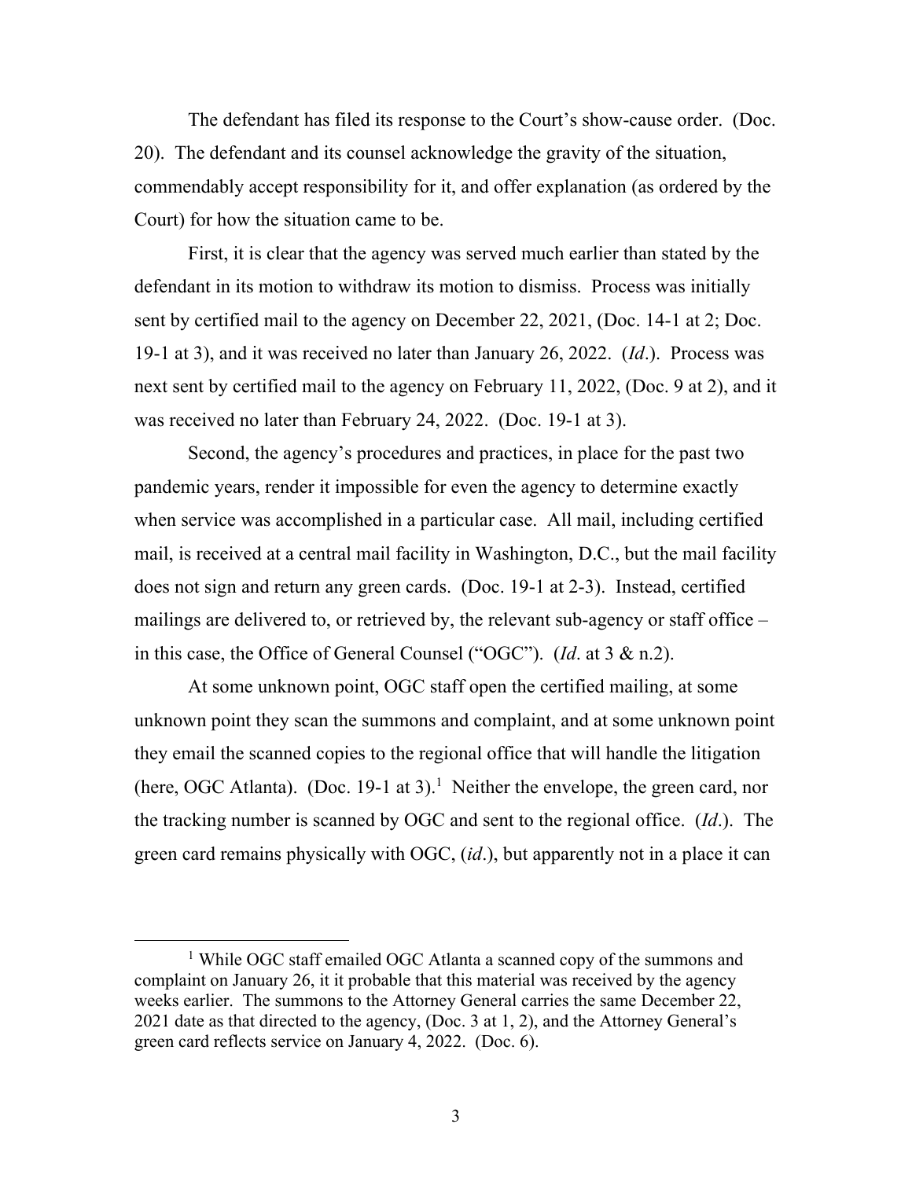The defendant has filed its response to the Court's show-cause order. (Doc. 20). The defendant and its counsel acknowledge the gravity of the situation, commendably accept responsibility for it, and offer explanation (as ordered by the Court) for how the situation came to be.

First, it is clear that the agency was served much earlier than stated by the defendant in its motion to withdraw its motion to dismiss. Process was initially sent by certified mail to the agency on December 22, 2021, (Doc. 14-1 at 2; Doc. 19-1 at 3), and it was received no later than January 26, 2022. (*Id*.). Process was next sent by certified mail to the agency on February 11, 2022, (Doc. 9 at 2), and it was received no later than February 24, 2022. (Doc. 19-1 at 3).

Second, the agency's procedures and practices, in place for the past two pandemic years, render it impossible for even the agency to determine exactly when service was accomplished in a particular case. All mail, including certified mail, is received at a central mail facility in Washington, D.C., but the mail facility does not sign and return any green cards. (Doc. 19-1 at 2-3). Instead, certified mailings are delivered to, or retrieved by, the relevant sub-agency or staff office – in this case, the Office of General Counsel ("OGC"). (*Id*. at 3 & n.2).

At some unknown point, OGC staff open the certified mailing, at some unknown point they scan the summons and complaint, and at some unknown point they email the scanned copies to the regional office that will handle the litigation (here, OGC Atlanta). (Doc. 19-1 at 3).[1] Neither the envelope, the green card, nor the tracking number is scanned by OGC and sent to the regional office. (*Id*.). The green card remains physically with OGC, (*id*.), but apparently not in a place it can

---

[1] While OGC staff emailed OGC Atlanta a scanned copy of the summons and complaint on January 26, it it probable that this material was received by the agency weeks earlier. The summons to the Attorney General carries the same December 22, 2021 date as that directed to the agency, (Doc. 3 at 1, 2), and the Attorney General's green card reflects service on January 4, 2022. (Doc. 6).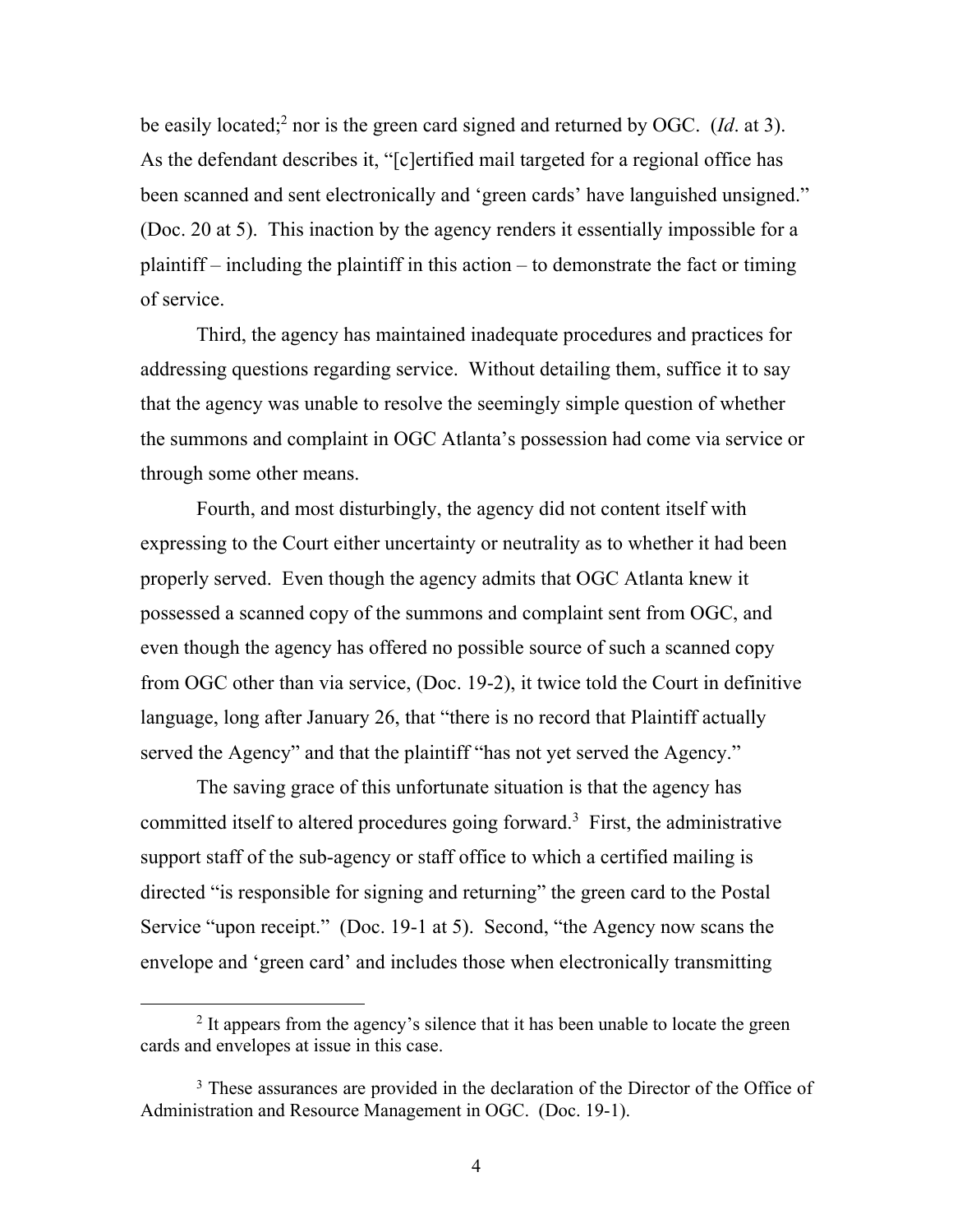be easily located;[2] nor is the green card signed and returned by OGC. (*Id*. at 3). As the defendant describes it, "[c]ertified mail targeted for a regional office has been scanned and sent electronically and 'green cards' have languished unsigned." (Doc. 20 at 5). This inaction by the agency renders it essentially impossible for a plaintiff – including the plaintiff in this action – to demonstrate the fact or timing of service.

Third, the agency has maintained inadequate procedures and practices for addressing questions regarding service. Without detailing them, suffice it to say that the agency was unable to resolve the seemingly simple question of whether the summons and complaint in OGC Atlanta's possession had come via service or through some other means.

Fourth, and most disturbingly, the agency did not content itself with expressing to the Court either uncertainty or neutrality as to whether it had been properly served. Even though the agency admits that OGC Atlanta knew it possessed a scanned copy of the summons and complaint sent from OGC, and even though the agency has offered no possible source of such a scanned copy from OGC other than via service, (Doc. 19-2), it twice told the Court in definitive language, long after January 26, that "there is no record that Plaintiff actually served the Agency" and that the plaintiff "has not yet served the Agency."

The saving grace of this unfortunate situation is that the agency has committed itself to altered procedures going forward.[3] First, the administrative support staff of the sub-agency or staff office to which a certified mailing is directed "is responsible for signing and returning" the green card to the Postal Service "upon receipt." (Doc. 19-1 at 5). Second, "the Agency now scans the envelope and 'green card' and includes those when electronically transmitting

[2] It appears from the agency's silence that it has been unable to locate the green cards and envelopes at issue in this case.

[3] These assurances are provided in the declaration of the Director of the Office of Administration and Resource Management in OGC. (Doc. 19-1).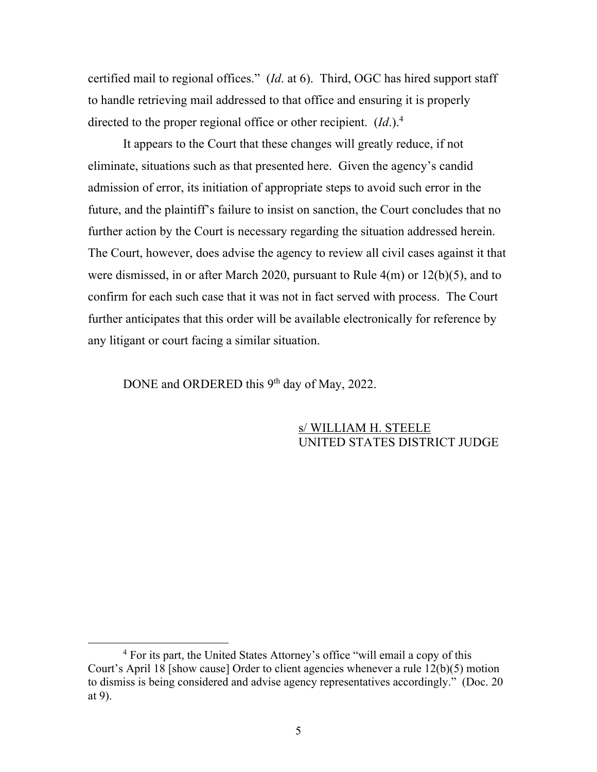certified mail to regional offices." (*Id*. at 6). Third, OGC has hired support staff to handle retrieving mail addressed to that office and ensuring it is properly directed to the proper regional office or other recipient. (*Id*.).[4]

It appears to the Court that these changes will greatly reduce, if not eliminate, situations such as that presented here. Given the agency's candid admission of error, its initiation of appropriate steps to avoid such error in the future, and the plaintiff's failure to insist on sanction, the Court concludes that no further action by the Court is necessary regarding the situation addressed herein. The Court, however, does advise the agency to review all civil cases against it that were dismissed, in or after March 2020, pursuant to Rule 4(m) or 12(b)(5), and to confirm for each such case that it was not in fact served with process. The Court further anticipates that this order will be available electronically for reference by any litigant or court facing a similar situation.

DONE and ORDERED this 9th day of May, 2022.

s/ WILLIAM H. STEELE
UNITED STATES DISTRICT JUDGE

[4] For its part, the United States Attorney's office "will email a copy of this Court's April 18 [show cause] Order to client agencies whenever a rule 12(b)(5) motion to dismiss is being considered and advise agency representatives accordingly." (Doc. 20 at 9).